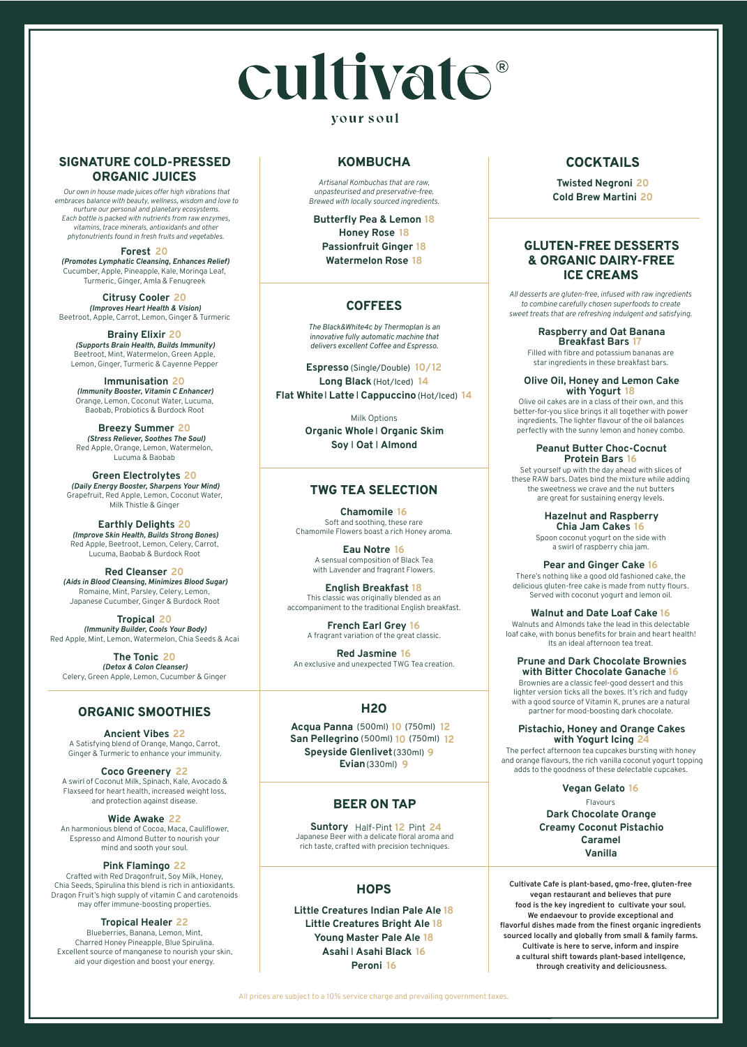# cultivate®

your soul

## SIGNATURE COLD-PRESSED ORGANIC JUICES

*Our own in house made juices offer high vibrations that embraces balance with beauty, wellness, wisdom and love to nurture our personal and planetary ecosystems. Each bottle is packed with nutrients from raw enzymes, vitamins, trace minerals, antioxidants and other phytonutrients found in fresh fruits and vegetables.*

**Forest** 20
***(Promotes Lymphatic Cleansing, Enhances Relief)***
Cucumber, Apple, Pineapple, Kale, Moringa Leaf, Turmeric, Ginger, Amla & Fenugreek

**Citrusy Cooler** 20
***(Improves Heart Health & Vision)***
Beetroot, Apple, Carrot, Lemon, Ginger & Turmeric

**Brainy Elixir** 20
***(Supports Brain Health, Builds Immunity)***
Beetroot, Mint, Watermelon, Green Apple, Lemon, Ginger, Turmeric & Cayenne Pepper

**Immunisation** 20
***(Immunity Booster, Vitamin C Enhancer)***
Orange, Lemon, Coconut Water, Lucuma, Baobab, Probiotics & Burdock Root

**Breezy Summer** 20
***(Stress Reliever, Soothes The Soul)***
Red Apple, Orange, Lemon, Watermelon, Lucuma & Baobab

**Green Electrolytes** 20
***(Daily Energy Booster, Sharpens Your Mind)***
Grapefruit, Red Apple, Lemon, Coconut Water, Milk Thistle & Ginger

**Earthly Delights** 20
***(Improve Skin Health, Builds Strong Bones)***
Red Apple, Beetroot, Lemon, Celery, Carrot, Lucuma, Baobab & Burdock Root

**Red Cleanser** 20
***(Aids in Blood Cleansing, Minimizes Blood Sugar)***
Romaine, Mint, Parsley, Celery, Lemon, Japanese Cucumber, Ginger & Burdock Root

**Tropical** 20
***(Immunity Builder, Cools Your Body)***
Red Apple, Mint, Lemon, Watermelon, Chia Seeds & Acai

**The Tonic** 20
***(Detox & Colon Cleanser)***
Celery, Green Apple, Lemon, Cucumber & Ginger

## ORGANIC SMOOTHIES

**Ancient Vibes** 22
A Satisfying blend of Orange, Mango, Carrot, Ginger & Turmeric to enhance your immunity.

**Coco Greenery** 22
A swirl of Coconut Milk, Spinach, Kale, Avocado & Flaxseed for heart health, increased weight loss, and protection against disease.

**Wide Awake** 22
An harmonious blend of Cocoa, Maca, Cauliflower, Espresso and Almond Butter to nourish your mind and sooth your soul.

**Pink Flamingo** 22
Crafted with Red Dragonfruit, Soy Milk, Honey, Chia Seeds, Spirulina this blend is rich in antioxidants. Dragon Fruit's high supply of vitamin C and carotenoids may offer immune-boosting properties.

**Tropical Healer** 22
Blueberries, Banana, Lemon, Mint, Charred Honey Pineapple, Blue Spirulina. Excellent source of manganese to nourish your skin, aid your digestion and boost your energy.

## KOMBUCHA

*Artisanal Kombuchas that are raw, unpasteurised and preservative-free. Brewed with locally sourced ingredients.*

**Butterfly Pea & Lemon** 18
**Honey Rose** 18
**Passionfruit Ginger** 18
**Watermelon Rose** 18

## COFFEES

*The Black&White4c by Thermoplan is an innovative fully automatic machine that delivers excellent Coffee and Espresso.*

**Espresso** (Single/Double) 10/12
**Long Black** (Hot/Iced) 14
**Flat White | Latte | Cappuccino** (Hot/Iced) 14

Milk Options
**Organic Whole | Organic Skim**
**Soy | Oat | Almond**

## TWG TEA SELECTION

**Chamomile** 16
Soft and soothing, these rare Chamomile Flowers boast a rich Honey aroma.

**Eau Notre** 16
A sensual composition of Black Tea with Lavender and fragrant Flowers.

**English Breakfast** 18
This classic was originally blended as an accompaniment to the traditional English breakfast.

**French Earl Grey** 16
A fragrant variation of the great classic.

**Red Jasmine** 16
An exclusive and unexpected TWG Tea creation.

## H2O

**Acqua Panna** (500ml) 10 (750ml) 12
**San Pellegrino** (500ml) 10 (750ml) 12
**Speyside Glenlivet** (330ml) 9
**Evian** (330ml) 9

## BEER ON TAP

**Suntory** Half-Pint 12 Pint 24
Japanese Beer with a delicate floral aroma and rich taste, crafted with precision techniques.

## HOPS

**Little Creatures Indian Pale Ale** 18
**Little Creatures Bright Ale** 18
**Young Master Pale Ale** 18
**Asahi | Asahi Black** 16
**Peroni** 16

## COCKTAILS

**Twisted Negroni** 20
**Cold Brew Martini** 20

## GLUTEN-FREE DESSERTS & ORGANIC DAIRY-FREE ICE CREAMS

*All desserts are gluten-free, infused with raw ingredients to combine carefully chosen superfoods to create sweet treats that are refreshing indulgent and satisfying.*

**Raspberry and Oat Banana Breakfast Bars** 17
Filled with fibre and potassium bananas are star ingredients in these breakfast bars.

**Olive Oil, Honey and Lemon Cake with Yogurt** 18
Olive oil cakes are in a class of their own, and this better-for-you slice brings it all together with power ingredients. The lighter flavour of the oil balances perfectly with the sunny lemon and honey combo.

**Peanut Butter Choc-Cocnut Protein Bars** 16
Set yourself up with the day ahead with slices of these RAW bars. Dates bind the mixture while adding the sweetness we crave and the nut butters are great for sustaining energy levels.

**Hazelnut and Raspberry Chia Jam Cakes** 16
Spoon coconut yogurt on the side with a swirl of raspberry chia jam.

**Pear and Ginger Cake** 16
There's nothing like a good old fashioned cake, the delicious gluten-free cake is made from nutty flours. Served with coconut yogurt and lemon oil.

**Walnut and Date Loaf Cake** 16
Walnuts and Almonds take the lead in this delectable loaf cake, with bonus benefits for brain and heart health! Its an ideal afternoon tea treat.

**Prune and Dark Chocolate Brownies with Bitter Chocolate Ganache** 16
Brownies are a classic feel-good dessert and this lighter version ticks all the boxes. It's rich and fudgy with a good source of Vitamin K, prunes are a natural partner for mood-boosting dark chocolate.

**Pistachio, Honey and Orange Cakes with Yogurt Icing** 24
The perfect afternoon tea cupcakes bursting with honey and orange flavours, the rich vanilla coconut yogurt topping adds to the goodness of these delectable cupcakes.

**Vegan Gelato** 16
Flavours
**Dark Chocolate Orange**
**Creamy Coconut Pistachio**
**Caramel**
**Vanilla**

**Cultivate Cafe is plant-based, gmo-free, gluten-free vegan restaurant and believes that pure food is the key ingredient to cultivate your soul. We endeavour to provide exceptional and flavorful dishes made from the finest organic ingredients sourced locally and globally from small & family farms. Cultivate is here to serve, inform and inspire a cultural shift towards plant-based intellgence, through creativity and deliciousness.**

All prices are subject to a 10% service charge and prevailing government taxes.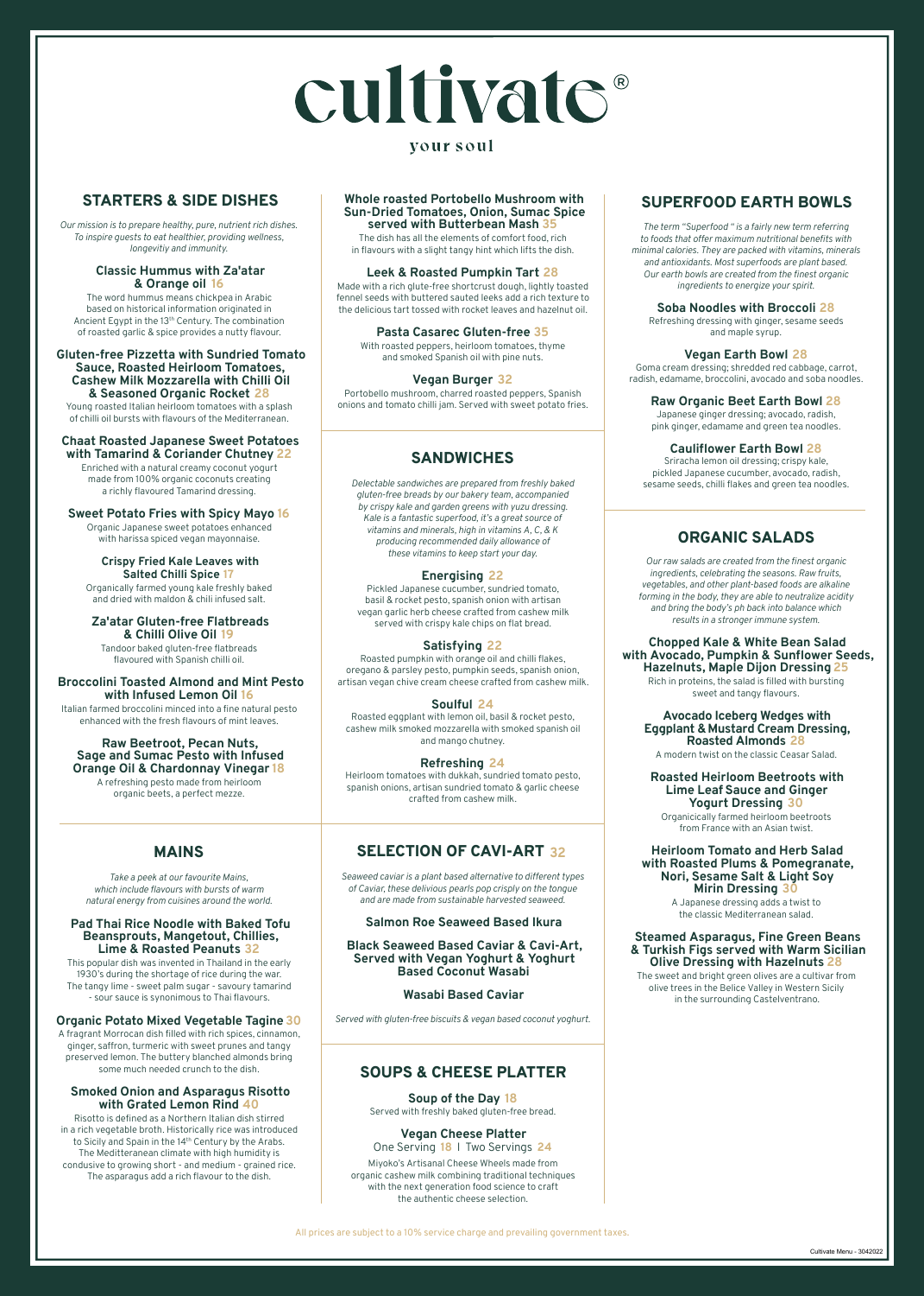# cultivate®

your soul

## STARTERS & SIDE DISHES

*Our mission is to prepare healthy, pure, nutrient rich dishes. To inspire guests to eat healthier, providing wellness, longevitiy and immunity.*

**Classic Hummus with Za'atar & Orange oil 16**

The word hummus means chickpea in Arabic based on historical information originated in Ancient Egypt in the 13th Century. The combination of roasted garlic & spice provides a nutty flavour.

**Gluten-free Pizzetta with Sundried Tomato Sauce, Roasted Heirloom Tomatoes, Cashew Milk Mozzarella with Chilli Oil & Seasoned Organic Rocket 28**

Young roasted Italian heirloom tomatoes with a splash of chilli oil bursts with flavours of the Mediterranean.

**Chaat Roasted Japanese Sweet Potatoes with Tamarind & Coriander Chutney 22**

Enriched with a natural creamy coconut yogurt made from 100% organic coconuts creating a richly flavoured Tamarind dressing.

**Sweet Potato Fries with Spicy Mayo 16**

Organic Japanese sweet potatoes enhanced with harissa spiced vegan mayonnaise.

**Crispy Fried Kale Leaves with Salted Chilli Spice 17**

Organically farmed young kale freshly baked and dried with maldon & chili infused salt.

**Za'atar Gluten-free Flatbreads & Chilli Olive Oil 19**

Tandoor baked gluten-free flatbreads flavoured with Spanish chilli oil.

**Broccolini Toasted Almond and Mint Pesto with Infused Lemon Oil 16**

Italian farmed broccolini minced into a fine natural pesto enhanced with the fresh flavours of mint leaves.

**Raw Beetroot, Pecan Nuts, Sage and Sumac Pesto with Infused Orange Oil & Chardonnay Vinegar 18**

A refreshing pesto made from heirloom organic beets, a perfect mezze.

**Whole roasted Portobello Mushroom with Sun-Dried Tomatoes, Onion, Sumac Spice served with Butterbean Mash 35**

The dish has all the elements of comfort food, rich in flavours with a slight tangy hint which lifts the dish.

**Leek & Roasted Pumpkin Tart 28**

Made with a rich glute-free shortcrust dough, lightly toasted fennel seeds with buttered sauted leeks add a rich texture to the delicious tart tossed with rocket leaves and hazelnut oil.

**Pasta Casarec Gluten-free 35**

With roasted peppers, heirloom tomatoes, thyme and smoked Spanish oil with pine nuts.

**Vegan Burger 32**

Portobello mushroom, charred roasted peppers, Spanish onions and tomato chilli jam. Served with sweet potato fries.

## SANDWICHES

*Delectable sandwiches are prepared from freshly baked gluten-free breads by our bakery team, accompanied by crispy kale and garden greens with yuzu dressing. Kale is a fantastic superfood, it's a great source of vitamins and minerals, high in vitamins A, C, & K producing recommended daily allowance of these vitamins to keep start your day.*

**Energising 22**

Pickled Japanese cucumber, sundried tomato, basil & rocket pesto, spanish onion with artisan vegan garlic herb cheese crafted from cashew milk served with crispy kale chips on flat bread.

**Satisfying 22**

Roasted pumpkin with orange oil and chilli flakes, oregano & parsley pesto, pumpkin seeds, spanish onion, artisan vegan chive cream cheese crafted from cashew milk.

**Soulful 24**

Roasted eggplant with lemon oil, basil & rocket pesto, cashew milk smoked mozzarella with smoked spanish oil and mango chutney.

**Refreshing 24**

Heirloom tomatoes with dukkah, sundried tomato pesto, spanish onions, artisan sundried tomato & garlic cheese crafted from cashew milk.

## SUPERFOOD EARTH BOWLS

*The term "Superfood" is a fairly new term referring to foods that offer maximum nutritional benefits with minimal calories. They are packed with vitamins, minerals and antioxidants. Most superfoods are plant based. Our earth bowls are created from the finest organic ingredients to energize your spirit.*

**Soba Noodles with Broccoli 28**

Refreshing dressing with ginger, sesame seeds and maple syrup.

**Vegan Earth Bowl 28**

Goma cream dressing; shredded red cabbage, carrot, radish, edamame, broccolini, avocado and soba noodles.

**Raw Organic Beet Earth Bowl 28**

Japanese ginger dressing; avocado, radish, pink ginger, edamame and green tea noodles.

**Cauliflower Earth Bowl 28**

Sriracha lemon oil dressing; crispy kale, pickled Japanese cucumber, avocado, radish, sesame seeds, chilli flakes and green tea noodles.

## ORGANIC SALADS

*Our raw salads are created from the finest organic ingredients, celebrating the seasons. Raw fruits, vegetables, and other plant-based foods are alkaline forming in the body, they are able to neutralize acidity and bring the body's ph back into balance which results in a stronger immune system.*

**Chopped Kale & White Bean Salad with Avocado, Pumpkin & Sunflower Seeds, Hazelnuts, Maple Dijon Dressing 25**

Rich in proteins, the salad is filled with bursting sweet and tangy flavours.

**Avocado Iceberg Wedges with Eggplant & Mustard Cream Dressing, Roasted Almonds 28**

A modern twist on the classic Ceasar Salad.

**Roasted Heirloom Beetroots with Lime Leaf Sauce and Ginger Yogurt Dressing 30**

Organicically farmed heirloom beetroots from France with an Asian twist.

**Heirloom Tomato and Herb Salad with Roasted Plums & Pomegranate, Nori, Sesame Salt & Light Soy Mirin Dressing 30**

A Japanese dressing adds a twist to the classic Mediterranean salad.

**Steamed Asparagus, Fine Green Beans & Turkish Figs served with Warm Sicilian Olive Dressing with Hazelnuts 28**

The sweet and bright green olives are a cultivar from olive trees in the Belice Valley in Western Sicily in the surrounding Castelventrano.

## MAINS

*Take a peek at our favourite Mains, which include flavours with bursts of warm natural energy from cuisines around the world.*

**Pad Thai Rice Noodle with Baked Tofu Beansprouts, Mangetout, Chillies, Lime & Roasted Peanuts 32**

This popular dish was invented in Thailand in the early 1930's during the shortage of rice during the war. The tangy lime - sweet palm sugar - savoury tamarind - sour sauce is synonimous to Thai flavours.

**Organic Potato Mixed Vegetable Tagine 30**

A fragrant Morrocan dish filled with rich spices, cinnamon, ginger, saffron, turmeric with sweet prunes and tangy preserved lemon. The buttery blanched almonds bring some much needed crunch to the dish.

**Smoked Onion and Asparagus Risotto with Grated Lemon Rind 40**

Risotto is defined as a Northern Italian dish stirred in a rich vegetable broth. Historically rice was introduced to Sicily and Spain in the 14th Century by the Arabs. The Meditteranean climate with high humidity is condusive to growing short - and medium - grained rice. The asparagus add a rich flavour to the dish.

## SELECTION OF CAVI-ART 32

*Seaweed caviar is a plant based alternative to different types of Caviar, these delivious pearls pop crisply on the tongue and are made from sustainable harvested seaweed.*

**Salmon Roe Seaweed Based Ikura**

**Black Seaweed Based Caviar & Cavi-Art, Served with Vegan Yoghurt & Yoghurt Based Coconut Wasabi**

**Wasabi Based Caviar**

*Served with gluten-free biscuits & vegan based coconut yoghurt.*

## SOUPS & CHEESE PLATTER

**Soup of the Day 18**

Served with freshly baked gluten-free bread.

**Vegan Cheese Platter**

One Serving 18 | Two Servings 24

Miyoko's Artisanal Cheese Wheels made from organic cashew milk combining traditional techniques with the next generation food science to craft the authentic cheese selection.

All prices are subject to a 10% service charge and prevailing government taxes.

Cultivate Menu - 3042022